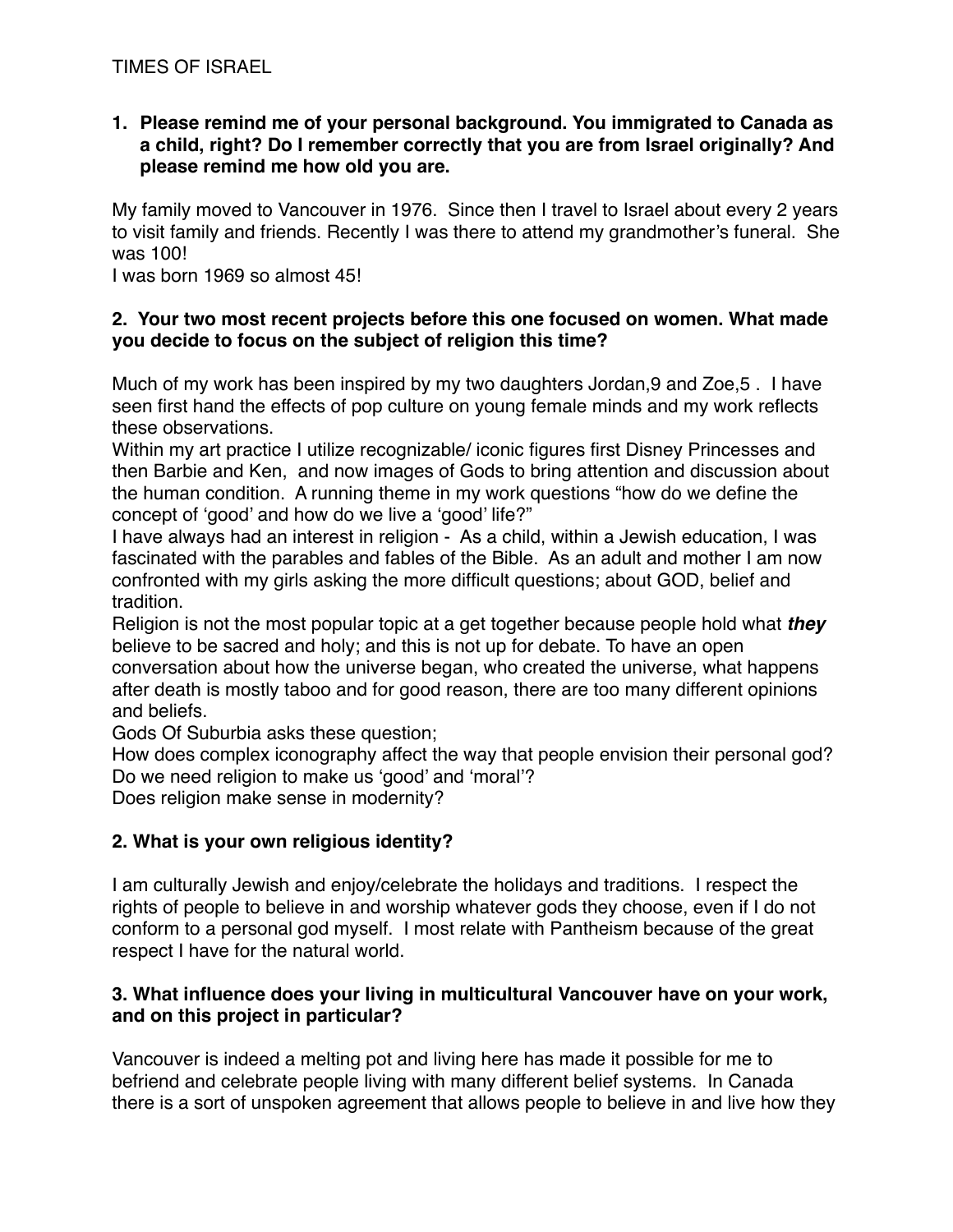TIMES OF ISRAEL

**1. Please remind me of your personal background. You immigrated to Canada as a child, right? Do I remember correctly that you are from Israel originally? And please remind me how old you are.**

My family moved to Vancouver in 1976. Since then I travel to Israel about every 2 years to visit family and friends. Recently I was there to attend my grandmother's funeral. She was 100!
I was born 1969 so almost 45!

**2. Your two most recent projects before this one focused on women. What made you decide to focus on the subject of religion this time?**

Much of my work has been inspired by my two daughters Jordan,9 and Zoe,5 . I have seen first hand the effects of pop culture on young female minds and my work reflects these observations.
Within my art practice I utilize recognizable/ iconic figures first Disney Princesses and then Barbie and Ken, and now images of Gods to bring attention and discussion about the human condition. A running theme in my work questions "how do we define the concept of 'good' and how do we live a 'good' life?"
I have always had an interest in religion - As a child, within a Jewish education, I was fascinated with the parables and fables of the Bible. As an adult and mother I am now confronted with my girls asking the more difficult questions; about GOD, belief and tradition.
Religion is not the most popular topic at a get together because people hold what ***they*** believe to be sacred and holy; and this is not up for debate. To have an open conversation about how the universe began, who created the universe, what happens after death is mostly taboo and for good reason, there are too many different opinions and beliefs.
Gods Of Suburbia asks these question;
How does complex iconography affect the way that people envision their personal god?
Do we need religion to make us 'good' and 'moral'?
Does religion make sense in modernity?

**2. What is your own religious identity?**

I am culturally Jewish and enjoy/celebrate the holidays and traditions. I respect the rights of people to believe in and worship whatever gods they choose, even if I do not conform to a personal god myself. I most relate with Pantheism because of the great respect I have for the natural world.

**3. What influence does your living in multicultural Vancouver have on your work, and on this project in particular?**

Vancouver is indeed a melting pot and living here has made it possible for me to befriend and celebrate people living with many different belief systems. In Canada there is a sort of unspoken agreement that allows people to believe in and live how they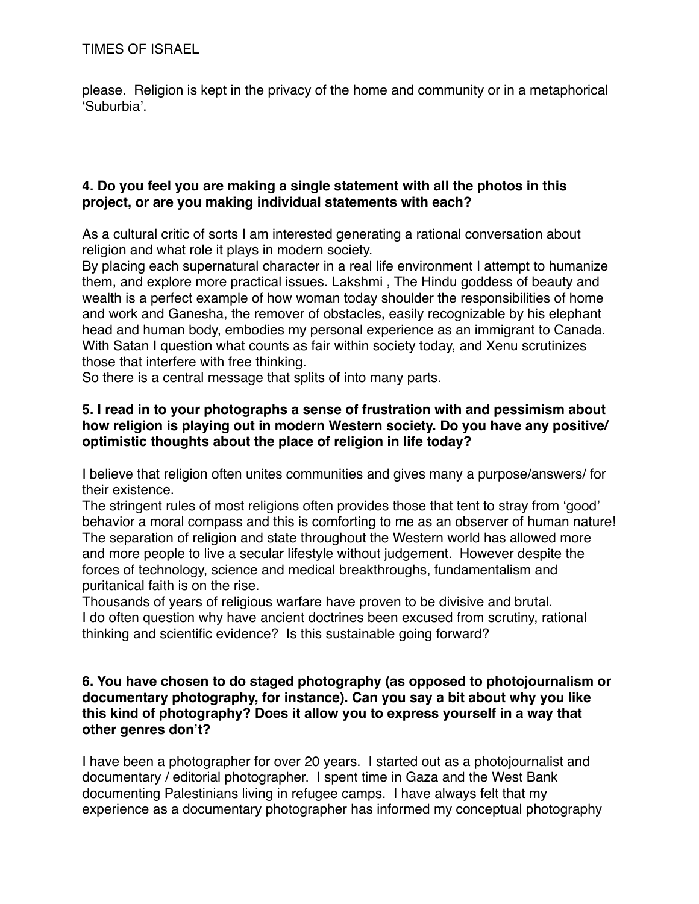please. Religion is kept in the privacy of the home and community or in a metaphorical 'Suburbia'.

**4. Do you feel you are making a single statement with all the photos in this project, or are you making individual statements with each?**

As a cultural critic of sorts I am interested generating a rational conversation about religion and what role it plays in modern society.
By placing each supernatural character in a real life environment I attempt to humanize them, and explore more practical issues. Lakshmi , The Hindu goddess of beauty and wealth is a perfect example of how woman today shoulder the responsibilities of home and work and Ganesha, the remover of obstacles, easily recognizable by his elephant head and human body, embodies my personal experience as an immigrant to Canada. With Satan I question what counts as fair within society today, and Xenu scrutinizes those that interfere with free thinking.
So there is a central message that splits of into many parts.

**5. I read in to your photographs a sense of frustration with and pessimism about how religion is playing out in modern Western society. Do you have any positive/optimistic thoughts about the place of religion in life today?**

I believe that religion often unites communities and gives many a purpose/answers/ for their existence.
The stringent rules of most religions often provides those that tent to stray from 'good' behavior a moral compass and this is comforting to me as an observer of human nature!
The separation of religion and state throughout the Western world has allowed more and more people to live a secular lifestyle without judgement. However despite the forces of technology, science and medical breakthroughs, fundamentalism and puritanical faith is on the rise.
Thousands of years of religious warfare have proven to be divisive and brutal.
I do often question why have ancient doctrines been excused from scrutiny, rational thinking and scientific evidence? Is this sustainable going forward?

**6. You have chosen to do staged photography (as opposed to photojournalism or documentary photography, for instance). Can you say a bit about why you like this kind of photography? Does it allow you to express yourself in a way that other genres don't?**

I have been a photographer for over 20 years. I started out as a photojournalist and documentary / editorial photographer. I spent time in Gaza and the West Bank documenting Palestinians living in refugee camps. I have always felt that my experience as a documentary photographer has informed my conceptual photography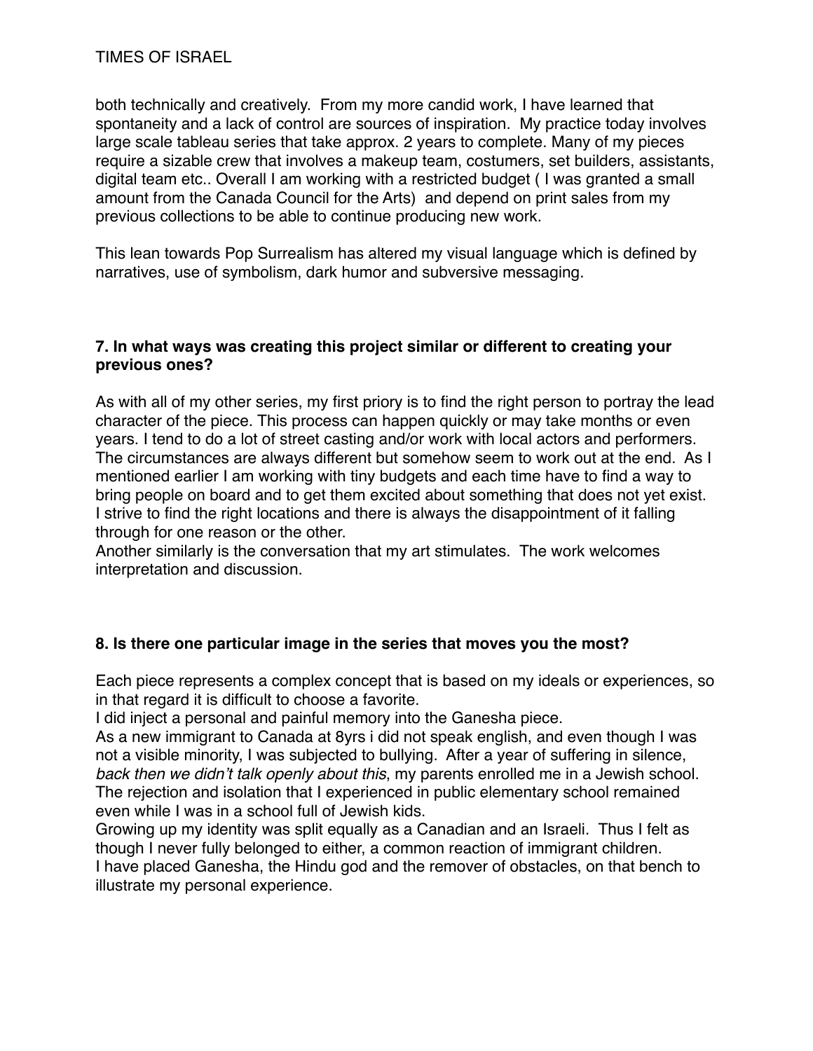both technically and creatively. From my more candid work, I have learned that spontaneity and a lack of control are sources of inspiration. My practice today involves large scale tableau series that take approx. 2 years to complete. Many of my pieces require a sizable crew that involves a makeup team, costumers, set builders, assistants, digital team etc.. Overall I am working with a restricted budget ( I was granted a small amount from the Canada Council for the Arts) and depend on print sales from my previous collections to be able to continue producing new work.

This lean towards Pop Surrealism has altered my visual language which is defined by narratives, use of symbolism, dark humor and subversive messaging.

**7. In what ways was creating this project similar or different to creating your previous ones?**

As with all of my other series, my first priory is to find the right person to portray the lead character of the piece. This process can happen quickly or may take months or even years. I tend to do a lot of street casting and/or work with local actors and performers. The circumstances are always different but somehow seem to work out at the end. As I mentioned earlier I am working with tiny budgets and each time have to find a way to bring people on board and to get them excited about something that does not yet exist. I strive to find the right locations and there is always the disappointment of it falling through for one reason or the other.
Another similarly is the conversation that my art stimulates. The work welcomes interpretation and discussion.

**8. Is there one particular image in the series that moves you the most?**

Each piece represents a complex concept that is based on my ideals or experiences, so in that regard it is difficult to choose a favorite.
I did inject a personal and painful memory into the Ganesha piece.
As a new immigrant to Canada at 8yrs i did not speak english, and even though I was not a visible minority, I was subjected to bullying. After a year of suffering in silence, *back then we didn't talk openly about this*, my parents enrolled me in a Jewish school. The rejection and isolation that I experienced in public elementary school remained even while I was in a school full of Jewish kids.
Growing up my identity was split equally as a Canadian and an Israeli. Thus I felt as though I never fully belonged to either, a common reaction of immigrant children.
I have placed Ganesha, the Hindu god and the remover of obstacles, on that bench to illustrate my personal experience.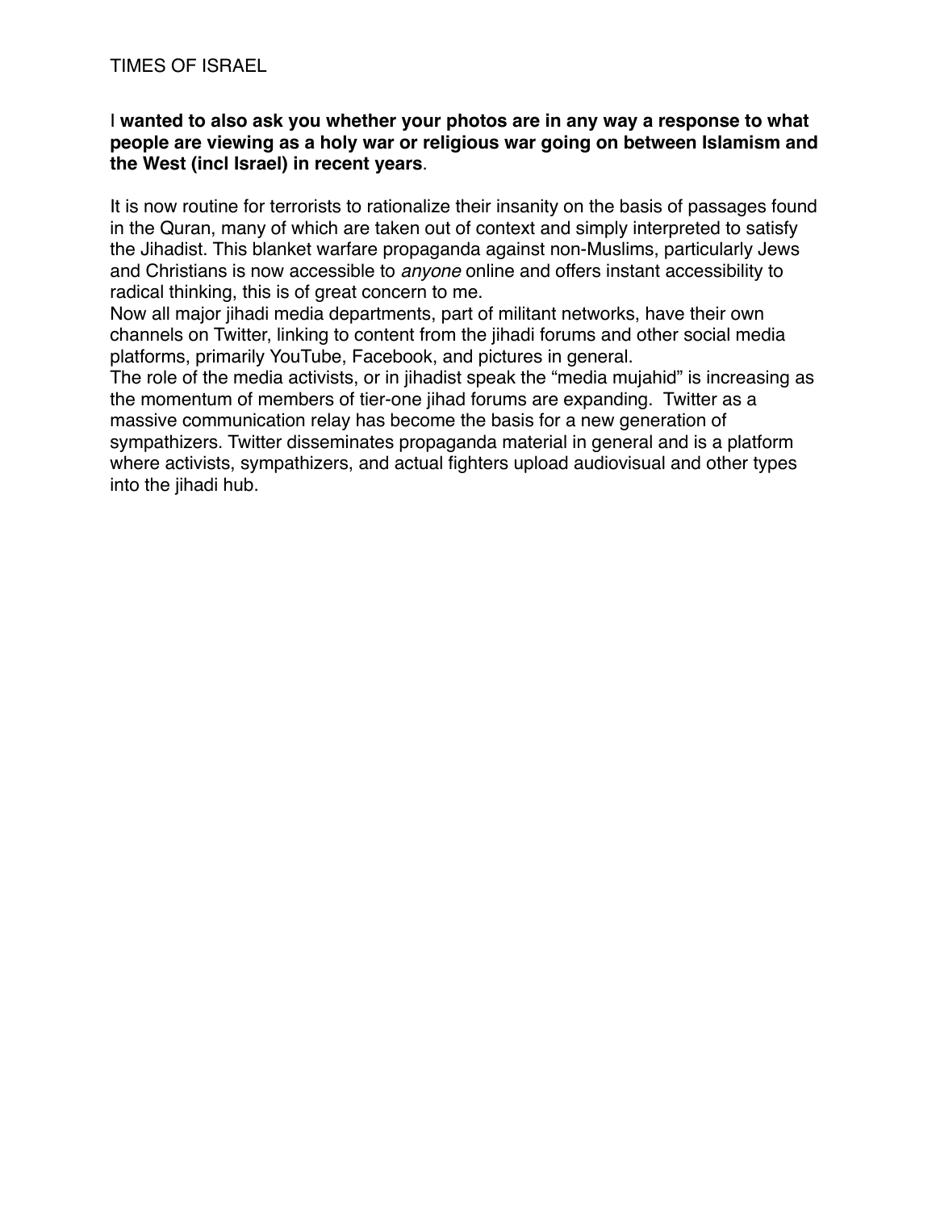TIMES OF ISRAEL

I **wanted to also ask you whether your photos are in any way a response to what people are viewing as a holy war or religious war going on between Islamism and the West (incl Israel) in recent years**.

It is now routine for terrorists to rationalize their insanity on the basis of passages found in the Quran, many of which are taken out of context and simply interpreted to satisfy the Jihadist. This blanket warfare propaganda against non-Muslims, particularly Jews and Christians is now accessible to *anyone* online and offers instant accessibility to radical thinking, this is of great concern to me.

Now all major jihadi media departments, part of militant networks, have their own channels on Twitter, linking to content from the jihadi forums and other social media platforms, primarily YouTube, Facebook, and pictures in general.

The role of the media activists, or in jihadist speak the "media mujahid" is increasing as the momentum of members of tier-one jihad forums are expanding. Twitter as a massive communication relay has become the basis for a new generation of sympathizers. Twitter disseminates propaganda material in general and is a platform where activists, sympathizers, and actual fighters upload audiovisual and other types into the jihadi hub.